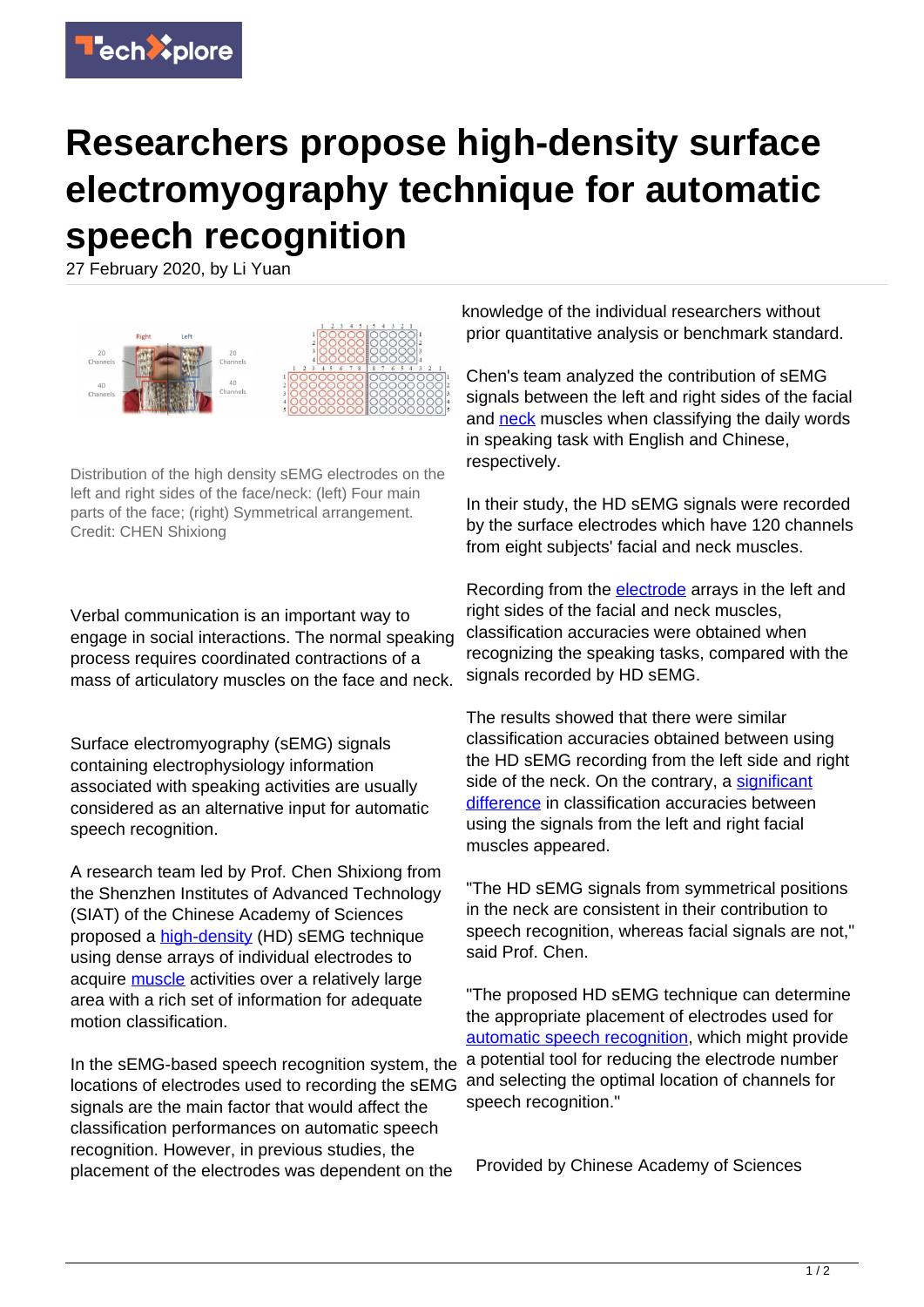# Researchers propose high-density surface electromyography technique for automatic speech recognition

27 February 2020, by Li Yuan

Distribution of the high density sEMG electrodes on the left and right sides of the face/neck: (left) Four main parts of the face; (right) Symmetrical arrangement. Credit: CHEN Shixiong

Verbal communication is an important way to engage in social interactions. The normal speaking process requires coordinated contractions of a mass of articulatory muscles on the face and neck.

Surface electromyography (sEMG) signals containing electrophysiology information associated with speaking activities are usually considered as an alternative input for automatic speech recognition.

A research team led by Prof. Chen Shixiong from the Shenzhen Institutes of Advanced Technology (SIAT) of the Chinese Academy of Sciences proposed a high-density (HD) sEMG technique using dense arrays of individual electrodes to acquire muscle activities over a relatively large area with a rich set of information for adequate motion classification.

In the sEMG-based speech recognition system, the locations of electrodes used to recording the sEMG signals are the main factor that would affect the classification performances on automatic speech recognition. However, in previous studies, the placement of the electrodes was dependent on the knowledge of the individual researchers without prior quantitative analysis or benchmark standard.

Chen's team analyzed the contribution of sEMG signals between the left and right sides of the facial and neck muscles when classifying the daily words in speaking task with English and Chinese, respectively.

In their study, the HD sEMG signals were recorded by the surface electrodes which have 120 channels from eight subjects' facial and neck muscles.

Recording from the electrode arrays in the left and right sides of the facial and neck muscles, classification accuracies were obtained when recognizing the speaking tasks, compared with the signals recorded by HD sEMG.

The results showed that there were similar classification accuracies obtained between using the HD sEMG recording from the left side and right side of the neck. On the contrary, a significant difference in classification accuracies between using the signals from the left and right facial muscles appeared.

"The HD sEMG signals from symmetrical positions in the neck are consistent in their contribution to speech recognition, whereas facial signals are not," said Prof. Chen.

"The proposed HD sEMG technique can determine the appropriate placement of electrodes used for automatic speech recognition, which might provide a potential tool for reducing the electrode number and selecting the optimal location of channels for speech recognition."

Provided by Chinese Academy of Sciences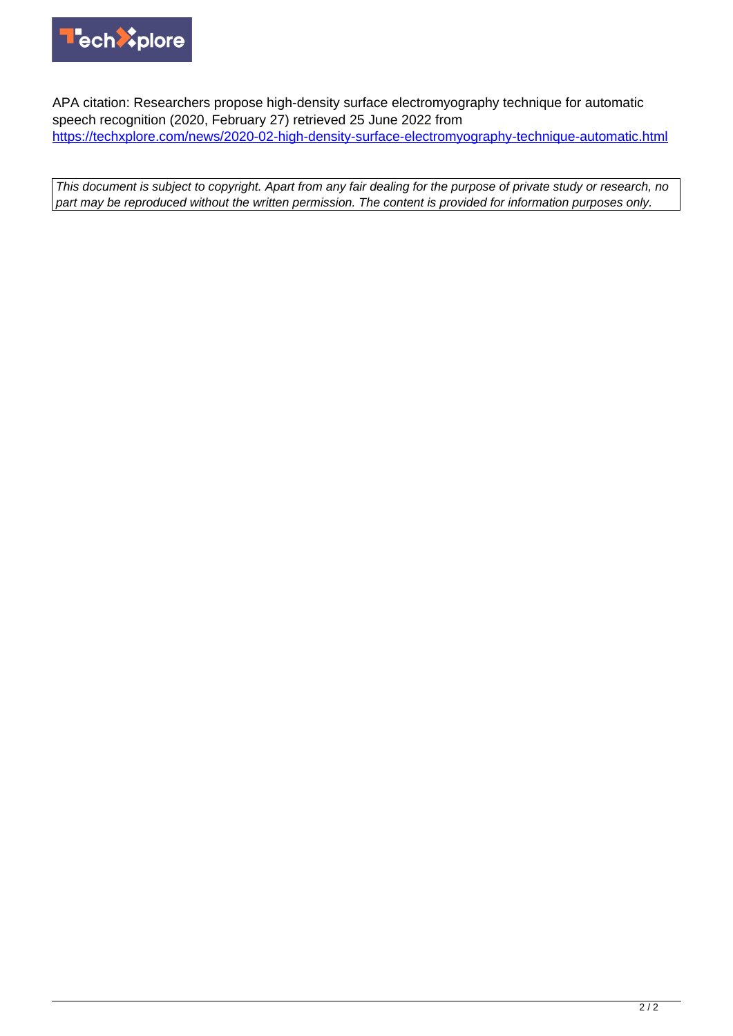APA citation: Researchers propose high-density surface electromyography technique for automatic speech recognition (2020, February 27) retrieved 25 June 2022 from https://techxplore.com/news/2020-02-high-density-surface-electromyography-technique-automatic.html

*This document is subject to copyright. Apart from any fair dealing for the purpose of private study or research, no part may be reproduced without the written permission. The content is provided for information purposes only.*